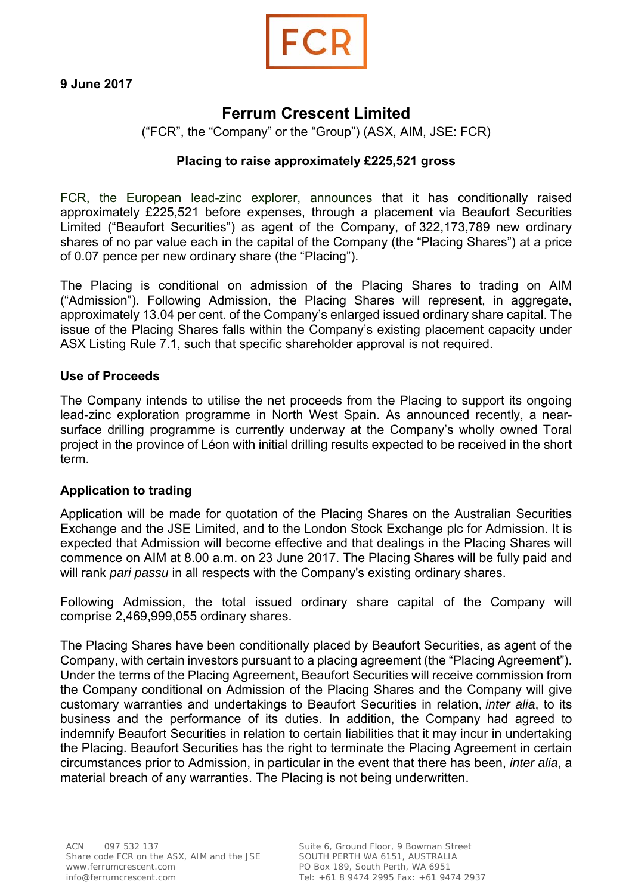FCR

**9 June 2017**

# Ferrum Crescent Limited

("FCR", the "Company" or the "Group") (ASX, AIM, JSE: FCR)

### Placing to raise approximately £225,521 gross

FCR, the European lead-zinc explorer, announces that it has conditionally raised approximately £225,521 before expenses, through a placement via Beaufort Securities Limited ("Beaufort Securities") as agent of the Company, of 322,173,789 new ordinary shares of no par value each in the capital of the Company (the "Placing Shares") at a price of 0.07 pence per new ordinary share (the "Placing").

The Placing is conditional on admission of the Placing Shares to trading on AIM ("Admission"). Following Admission, the Placing Shares will represent, in aggregate, approximately 13.04 per cent. of the Company's enlarged issued ordinary share capital. The issue of the Placing Shares falls within the Company's existing placement capacity under ASX Listing Rule 7.1, such that specific shareholder approval is not required.

### Use of Proceeds

The Company intends to utilise the net proceeds from the Placing to support its ongoing lead-zinc exploration programme in North West Spain. As announced recently, a near-surface drilling programme is currently underway at the Company's wholly owned Toral project in the province of Léon with initial drilling results expected to be received in the short term.

### Application to trading

Application will be made for quotation of the Placing Shares on the Australian Securities Exchange and the JSE Limited, and to the London Stock Exchange plc for Admission. It is expected that Admission will become effective and that dealings in the Placing Shares will commence on AIM at 8.00 a.m. on 23 June 2017. The Placing Shares will be fully paid and will rank *pari passu* in all respects with the Company's existing ordinary shares.

Following Admission, the total issued ordinary share capital of the Company will comprise 2,469,999,055 ordinary shares.

The Placing Shares have been conditionally placed by Beaufort Securities, as agent of the Company, with certain investors pursuant to a placing agreement (the "Placing Agreement"). Under the terms of the Placing Agreement, Beaufort Securities will receive commission from the Company conditional on Admission of the Placing Shares and the Company will give customary warranties and undertakings to Beaufort Securities in relation, *inter alia*, to its business and the performance of its duties. In addition, the Company had agreed to indemnify Beaufort Securities in relation to certain liabilities that it may incur in undertaking the Placing. Beaufort Securities has the right to terminate the Placing Agreement in certain circumstances prior to Admission, in particular in the event that there has been, *inter alia*, a material breach of any warranties. The Placing is not being underwritten.

ACN 097 532 137
Share code FCR on the ASX, AIM and the JSE
www.ferrumcrescent.com
info@ferrumcrescent.com

Suite 6, Ground Floor, 9 Bowman Street
SOUTH PERTH WA 6151, AUSTRALIA
PO Box 189, South Perth, WA 6951
Tel: +61 8 9474 2995 Fax: +61 9474 2937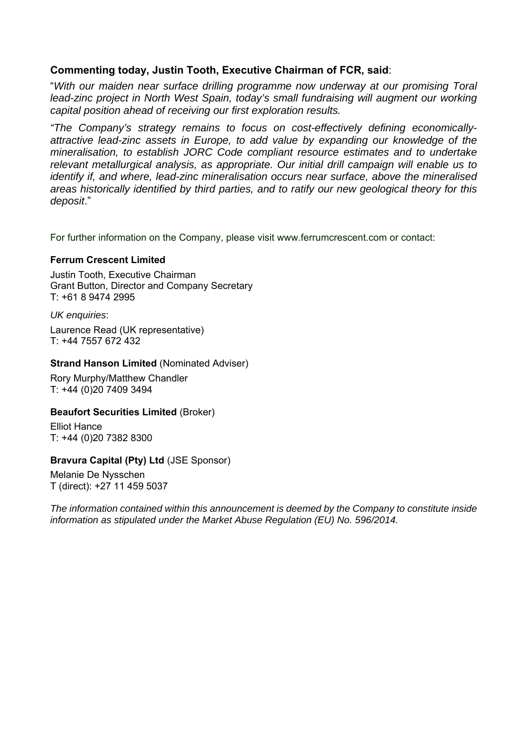**Commenting today, Justin Tooth, Executive Chairman of FCR, said**:

"*With our maiden near surface drilling programme now underway at our promising Toral lead-zinc project in North West Spain, today's small fundraising will augment our working capital position ahead of receiving our first exploration results.*

*"The Company's strategy remains to focus on cost-effectively defining economically-attractive lead-zinc assets in Europe, to add value by expanding our knowledge of the mineralisation, to establish JORC Code compliant resource estimates and to undertake relevant metallurgical analysis, as appropriate. Our initial drill campaign will enable us to identify if, and where, lead-zinc mineralisation occurs near surface, above the mineralised areas historically identified by third parties, and to ratify our new geological theory for this deposit*."

For further information on the Company, please visit www.ferrumcrescent.com or contact:

**Ferrum Crescent Limited**

Justin Tooth, Executive Chairman
Grant Button, Director and Company Secretary
T: +61 8 9474 2995

*UK enquiries*:

Laurence Read (UK representative)
T: +44 7557 672 432

**Strand Hanson Limited** (Nominated Adviser)

Rory Murphy/Matthew Chandler
T: +44 (0)20 7409 3494

**Beaufort Securities Limited** (Broker)

Elliot Hance
T: +44 (0)20 7382 8300

**Bravura Capital (Pty) Ltd** (JSE Sponsor)

Melanie De Nysschen
T (direct): +27 11 459 5037

*The information contained within this announcement is deemed by the Company to constitute inside information as stipulated under the Market Abuse Regulation (EU) No. 596/2014.*